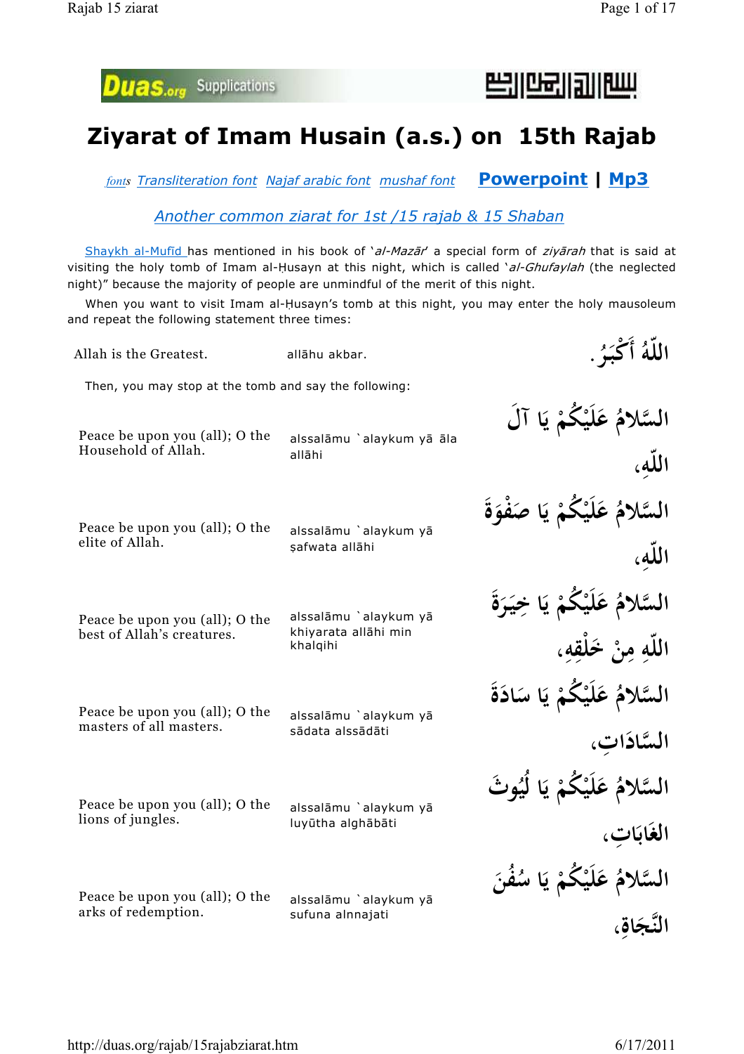Duas.org Supplications

# Ziyarat of Imam Husain (a.s.) on 15th Rajab

fonts Transliteration font Najaf arabic font mushaf font **Powerpoint** | **Mp3**

Another common ziarat for 1st /15 rajab & 15 Shaban

Shaykh al-Mufīd has mentioned in his book of *'al-Mazār'* a special form of *ziyārah* that is said at visiting the holy tomb of Imam al-Ḥusayn at this night, which is called *'al-Ghufaylah* (the neglected night)" because the majority of people are unmindful of the merit of this night.

When you want to visit Imam al-Ḥusayn's tomb at this night, you may enter the holy mausoleum and repeat the following statement three times:

| | | |
|---|---|---|
| Allah is the Greatest. | allāhu akbar. | اللّهُ أَكْبَرُ. |

Then, you may stop at the tomb and say the following:

| | | |
|---|---|---|
| Peace be upon you (all); O the Household of Allah. | alssalāmu `alaykum yā āla allāhi | السَّلامُ عَلَيْكُمْ يَا آلَ اللّهِ، |
| Peace be upon you (all); O the elite of Allah. | alssalāmu `alaykum yā ṣafwata allāhi | السَّلامُ عَلَيْكُمْ يَا صَفْوَةَ اللّهِ، |
| Peace be upon you (all); O the best of Allah's creatures. | alssalāmu `alaykum yā khiyarata allāhi min khalqihi | السَّلامُ عَلَيْكُمْ يَا خِيَرَةَ اللّهِ مِنْ خَلْقِهِ، |
| Peace be upon you (all); O the masters of all masters. | alssalāmu `alaykum yā sādata alssādāti | السَّلامُ عَلَيْكُمْ يَا سَادَةَ السَّادَاتِ، |
| Peace be upon you (all); O the lions of jungles. | alssalāmu `alaykum yā luyūtha alghābāti | السَّلامُ عَلَيْكُمْ يَا لُيُوثَ الغَابَاتِ، |
| Peace be upon you (all); O the arks of redemption. | alssalāmu `alaykum yā sufuna alnnajati | السَّلامُ عَلَيْكُمْ يَا سُفُنَ النَّجَاةِ، |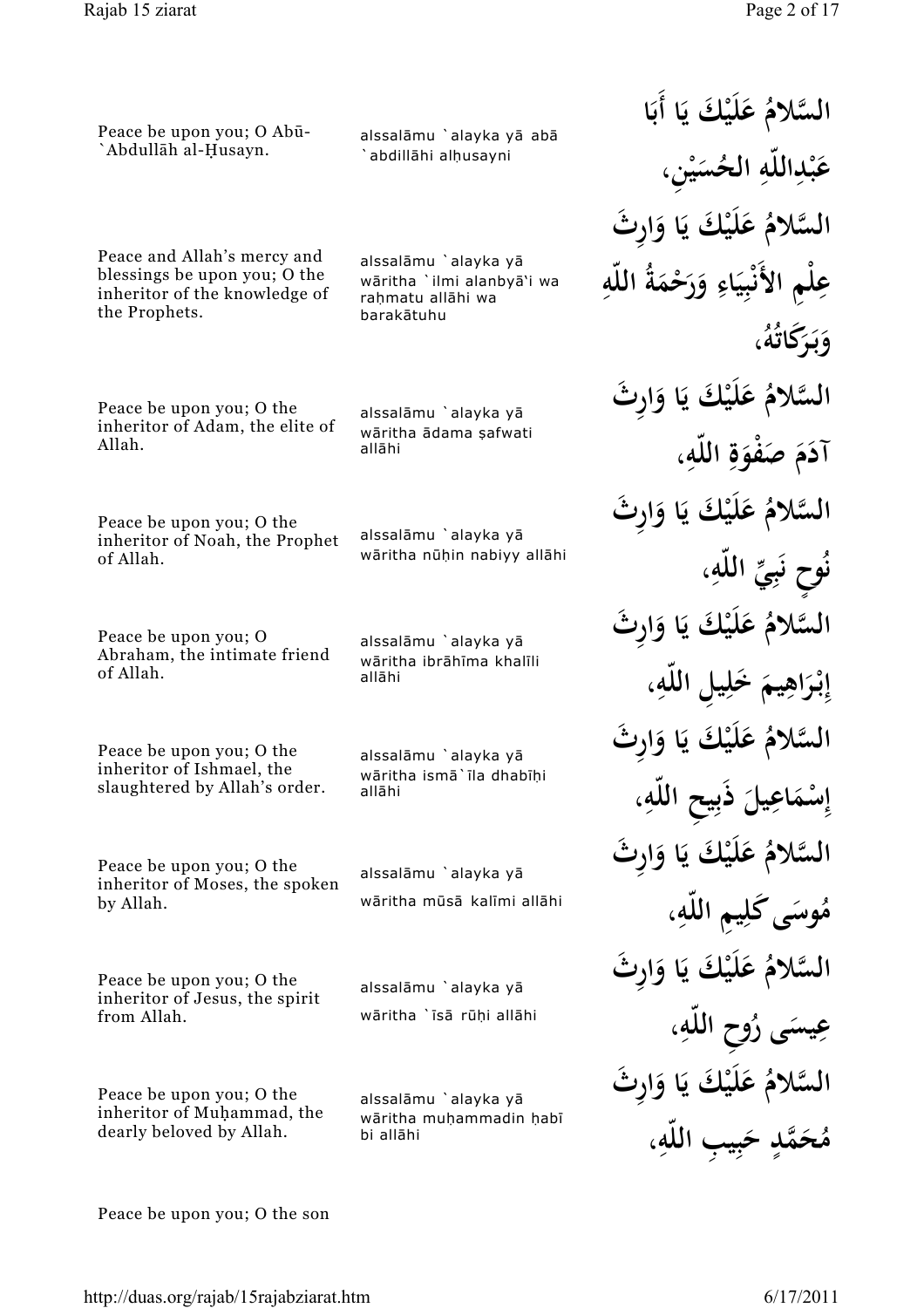| | | |
|---|---|---|
| Peace be upon you; O Abū-`Abdullāh al-Ḥusayn. | alssalāmu `alayka yā abā `abdillāhi alḥusayni | السَّلامُ عَلَيْكَ يَا أَبَا عَبْدِاللّهِ الحُسَيْنِ، |
| Peace and Allah's mercy and blessings be upon you; O the inheritor of the knowledge of the Prophets. | alssalāmu `alayka yā wāritha `ilmi alanbyā'i wa raḥmatu allāhi wa barakātuhu | السَّلامُ عَلَيْكَ يَا وَارِثَ عِلْمِ الأَنْبِيَاءِ وَرَحْمَةُ اللّهِ وَبَرَكَاتُهُ، |
| Peace be upon you; O the inheritor of Adam, the elite of Allah. | alssalāmu `alayka yā wāritha ādama ṣafwati allāhi | السَّلامُ عَلَيْكَ يَا وَارِثَ آدَمَ صَفْوَةِ اللّهِ، |
| Peace be upon you; O the inheritor of Noah, the Prophet of Allah. | alssalāmu `alayka yā wāritha nūḥin nabiyy allāhi | السَّلامُ عَلَيْكَ يَا وَارِثَ نُوحٍ نَبِيِّ اللّهِ، |
| Peace be upon you; O Abraham, the intimate friend of Allah. | alssalāmu `alayka yā wāritha ibrāhīma khalīli allāhi | السَّلامُ عَلَيْكَ يَا وَارِثَ إِبْرَاهِيمَ خَلِيلِ اللّهِ، |
| Peace be upon you; O the inheritor of Ishmael, the slaughtered by Allah's order. | alssalāmu `alayka yā wāritha ismā`īla dhabīḥi allāhi | السَّلامُ عَلَيْكَ يَا وَارِثَ إِسْمَاعِيلَ ذَبِيحِ اللّهِ، |
| Peace be upon you; O the inheritor of Moses, the spoken by Allah. | alssalāmu `alayka yā wāritha mūsā kalīmi allāhi | السَّلامُ عَلَيْكَ يَا وَارِثَ مُوسَى كَلِيمِ اللّهِ، |
| Peace be upon you; O the inheritor of Jesus, the spirit from Allah. | alssalāmu `alayka yā wāritha `īsā rūḥi allāhi | السَّلامُ عَلَيْكَ يَا وَارِثَ عِيسَى رُوحِ اللّهِ، |
| Peace be upon you; O the inheritor of Muḥammad, the dearly beloved by Allah. | alssalāmu `alayka yā wāritha muḥammadin ḥabībi allāhi | السَّلامُ عَلَيْكَ يَا وَارِثَ مُحَمَّدٍ حَبِيبِ اللّهِ، |

Peace be upon you; O the son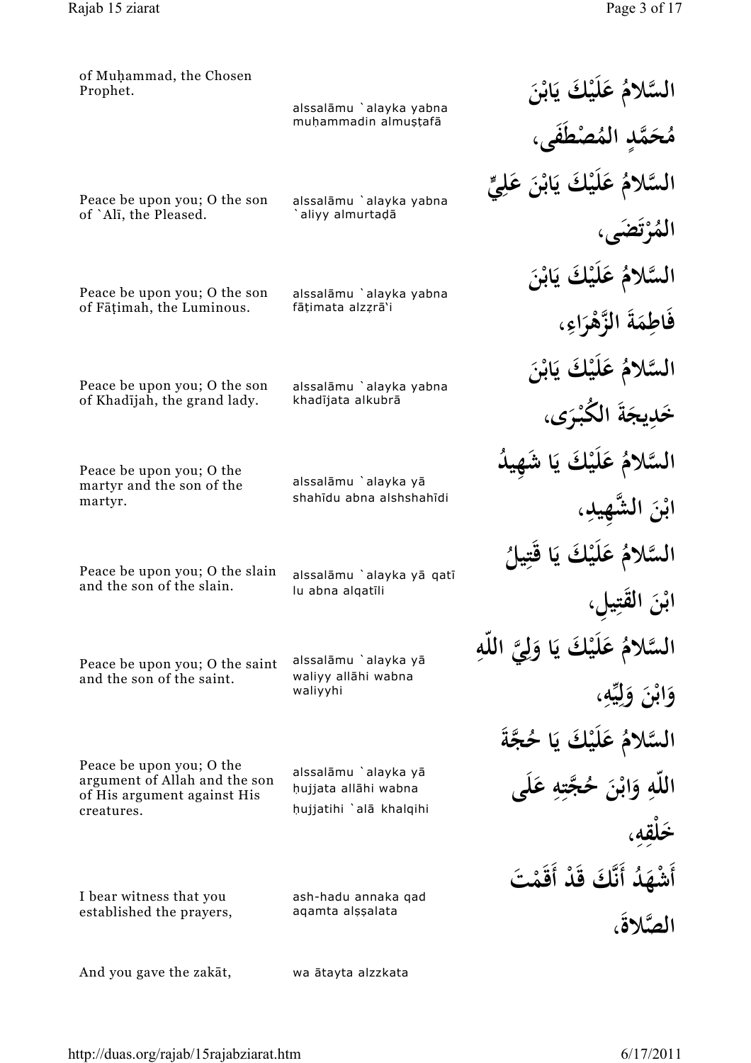| | | |
|---|---|---|
| of Muḥammad, the Chosen Prophet. | alssalāmu `alayka yabna muḥammadin almuṣṭafā | السَّلامُ عَلَيْكَ يَابْنَ مُحَمَّدٍ المُصْطَفَى، |
| Peace be upon you; O the son of `Alī, the Pleased. | alssalāmu `alayka yabna `aliyy almurtaḍā | السَّلامُ عَلَيْكَ يَابْنَ عَلِيٍّ المُرْتَضَى، |
| Peace be upon you; O the son of Fāṭimah, the Luminous. | alssalāmu `alayka yabna fāṭimata alzẓrā'i | السَّلامُ عَلَيْكَ يَابْنَ فَاطِمَةَ الزَّهْرَاءِ، |
| Peace be upon you; O the son of Khadījah, the grand lady. | alssalāmu `alayka yabna khadījata alkubrā | السَّلامُ عَلَيْكَ يَابْنَ خَدِيجَةَ الكُبْرَى، |
| Peace be upon you; O the martyr and the son of the martyr. | alssalāmu `alayka yā shahīdu abna alshshahīdi | السَّلامُ عَلَيْكَ يَا شَهِيدُ ابْنَ الشَّهِيدِ، |
| Peace be upon you; O the slain and the son of the slain. | alssalāmu `alayka yā qatī lu abna alqatīli | السَّلامُ عَلَيْكَ يَا قَتِيلُ ابْنَ القَتِيلِ، |
| Peace be upon you; O the saint and the son of the saint. | alssalāmu `alayka yā waliyy allāhi wabna waliyyhi | السَّلامُ عَلَيْكَ يَا وَلِيَّ اللّهِ وَابْنَ وَلِيِّهِ، |
| Peace be upon you; O the argument of Allah and the son of His argument against His creatures. | alssalāmu `alayka yā ḥujjata allāhi wabna ḥujjatihi `alā khalqihi | السَّلامُ عَلَيْكَ يَا حُجَّةَ اللّهِ وَابْنَ حُجَّتِهِ عَلَى خَلْقِهِ، |
| I bear witness that you established the prayers, | ash-hadu annaka qad aqamta alṣṣalata | أَشْهَدُ أَنَّكَ قَدْ أَقَمْتَ الصَّلاةَ، |
| And you gave the zakāt, | wa ātayta alzzkata | |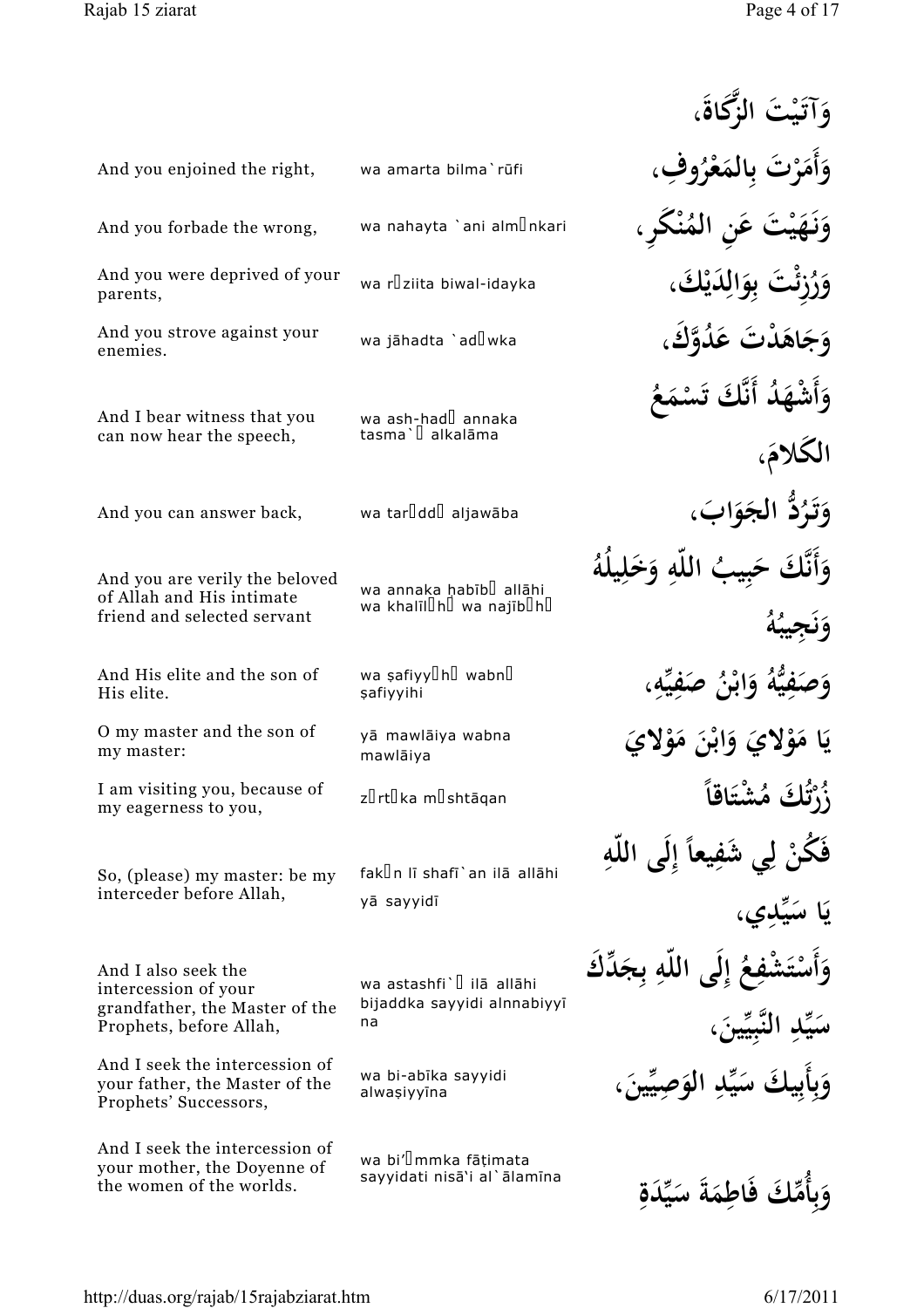| | | |
|---|---|---|
| | | وَآتَيْتَ الزَّكَاةَ، |
| And you enjoined the right, | wa amarta bilma`rūfi | وَأَمَرْتَ بِالمَعْرُوفِ، |
| And you forbade the wrong, | wa nahayta `ani almnkari | وَنَهَيْتَ عَنِ المُنْكَرِ، |
| And you were deprived of your parents, | wa rziita biwal-idayka | وَرُزِئْتَ بِوَالِدَيْكَ، |
| And you strove against your enemies. | wa jāhadta `adwka | وَجَاهَدْتَ عَدُوَّكَ، |
| And I bear witness that you can now hear the speech, | wa ash-had annaka tasma` alkalāma | وَأَشْهَدُ أَنَّكَ تَسْمَعُ الكَلامَ، |
| And you can answer back, | wa tardd aljawāba | وَتَرُدُّ الجَوَابَ، |
| And you are verily the beloved of Allah and His intimate friend and selected servant | wa annaka ḥabīb allāhi wa khalīlh wa najībh | وَأَنَّكَ حَبِيبُ اللّهِ وَخَلِيلُهُ وَنَجِيبُهُ |
| And His elite and the son of His elite. | wa ṣafiyyh wabn ṣafiyyihi | وَصَفِيُّهُ وَابْنُ صَفِيِّهِ، |
| O my master and the son of my master: | yā mawlāiya wabna mawlāiya | يَا مَوْلايَ وَابْنَ مَوْلايَ |
| I am visiting you, because of my eagerness to you, | zrtka mshtāqan | زُرْتُكَ مُشْتَاقاً |
| So, (please) my master: be my interceder before Allah, | fakn lī shafī`an ilā allāhi yā sayyidī | فَكُنْ لِي شَفِيعاً إِلَى اللّهِ يَا سَيِّدِي، |
| And I also seek the intercession of your grandfather, the Master of the Prophets, before Allah, | wa astashfi` ilā allāhi bijaddka sayyidi alnnabiyyīna | وَأَسْتَشْفِعُ إِلَى اللّهِ بِجَدِّكَ سَيِّدِ النَّبِيِّينَ، |
| And I seek the intercession of your father, the Master of the Prophets' Successors, | wa bi-abīka sayyidi alwaṣiyyīna | وَبِأَبِيكَ سَيِّدِ الوَصِيِّينَ، |
| And I seek the intercession of your mother, the Doyenne of the women of the worlds. | wa bi'mmka fāṭimata sayyidati nisā'i al`ālamīna | وَبِأُمِّكَ فَاطِمَةَ سَيِّدَةِ |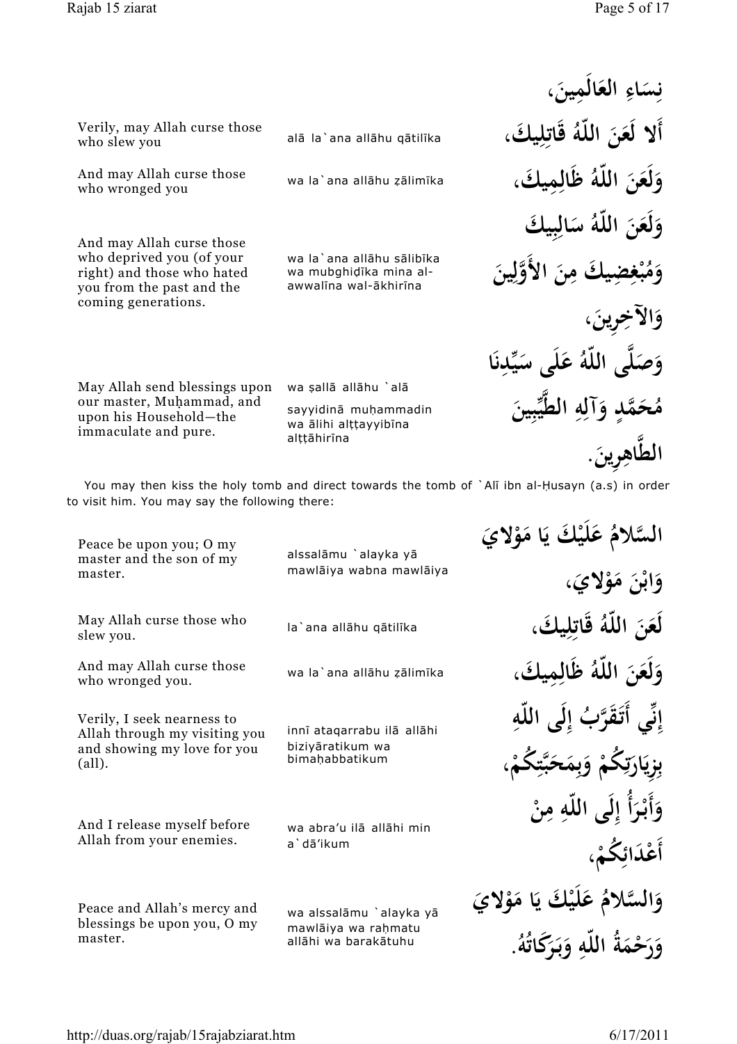| | | |
|---|---|---|
| | | نِسَاءِ العَالَمِينَ، |
| Verily, may Allah curse those who slew you | alā la`ana allāhu qātilīka | أَلا لَعَنَ اللّهُ قَاتِلِيكَ، |
| And may Allah curse those who wronged you | wa la`ana allāhu ẓālimīka | وَلَعَنَ اللّهُ ظَالِمِيكَ، |
| And may Allah curse those who deprived you (of your right) and those who hated you from the past and the coming generations. | wa la`ana allāhu sālibīka wa mubghiḍīka mina al-awwalīna wal-ākhirīna | وَلَعَنَ اللّهُ سَالِبِيكَ وَمُبْغِضِيكَ مِنَ الأَوَّلِينَ وَالآخِرِينَ، |
| May Allah send blessings upon our master, Muḥammad, and upon his Household—the immaculate and pure. | wa ṣallā allāhu `alā sayyidinā muḥammadin wa ālihi alṭṭayyibīna alṭṭāhirīna | وَصَلَّى اللّهُ عَلَى سَيِّدِنَا مُحَمَّدٍ وَآلِهِ الطَّيِّبِينَ الطَّاهِرِينَ. |

You may then kiss the holy tomb and direct towards the tomb of `Alī ibn al-Ḥusayn (a.s) in order to visit him. You may say the following there:

| | | |
|---|---|---|
| Peace be upon you; O my master and the son of my master. | alssalāmu `alayka yā mawlāiya wabna mawlāiya | السَّلامُ عَلَيْكَ يَا مَوْلايَ وَابْنَ مَوْلايَ، |
| May Allah curse those who slew you. | la`ana allāhu qātilīka | لَعَنَ اللّهُ قَاتِلِيكَ، |
| And may Allah curse those who wronged you. | wa la`ana allāhu ẓālimīka | وَلَعَنَ اللّهُ ظَالِمِيكَ، |
| Verily, I seek nearness to Allah through my visiting you and showing my love for you (all). | innī ataqarrabu ilā allāhi biziyāratikum wa bimaḥabbatikum | إِنِّي أَتَقَرَّبُ إِلَى اللّهِ بِزِيَارَتِكُمْ وَبِمَحَبَّتِكُمْ، |
| And I release myself before Allah from your enemies. | wa abra'u ilā allāhi min a`dā'ikum | وَأَبْرَأُ إِلَى اللّهِ مِنْ أَعْدَائِكُمْ، |
| Peace and Allah's mercy and blessings be upon you, O my master. | wa alssalāmu `alayka yā mawlāiya wa raḥmatu allāhi wa barakātuhu | وَالسَّلامُ عَلَيْكَ يَا مَوْلايَ وَرَحْمَةُ اللّهِ وَبَرَكَاتُهُ. |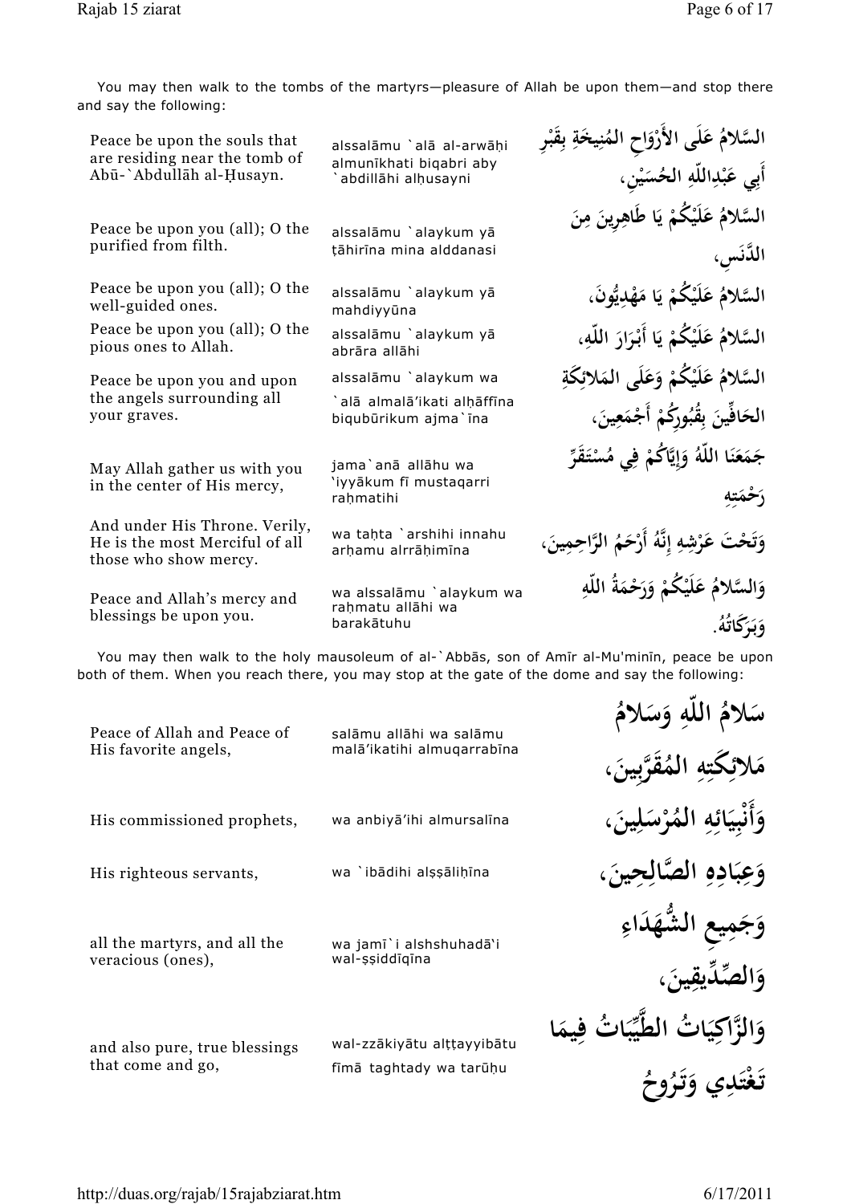You may then walk to the tombs of the martyrs—pleasure of Allah be upon them—and stop there and say the following:

| | | |
|---|---|---|
| Peace be upon the souls that are residing near the tomb of Abū-`Abdullāh al-Ḥusayn. | alssalāmu `alā al-arwāḥi almunīkhati biqabri aby `abdillāhi alḥusayni | السَّلامُ عَلَى الأَرْوَاحِ المُنِيخَةِ بِقَبْرِ أَبِي عَبْدِاللّهِ الحُسَيْنِ، |
| Peace be upon you (all); O the purified from filth. | alssalāmu `alaykum yā ṭāhirīna mina alddanasi | السَّلامُ عَلَيْكُمْ يَا طَاهِرِينَ مِنَ الدَّنَسِ، |
| Peace be upon you (all); O the well-guided ones. | alssalāmu `alaykum yā mahdiyyūna | السَّلامُ عَلَيْكُمْ يَا مَهْدِيُّونَ، |
| Peace be upon you (all); O the pious ones to Allah. | alssalāmu `alaykum yā abrāra allāhi | السَّلامُ عَلَيْكُمْ يَا أَبْرَارَ اللّهِ، |
| Peace be upon you and upon the angels surrounding all your graves. | alssalāmu `alaykum wa `alā almalā'ikati alḥāffīna biqubūrikum ajma`īna | السَّلامُ عَلَيْكُمْ وَعَلَى المَلائِكَةِ الحَافِّينَ بِقُبُورِكُمْ أَجْمَعِينَ، |
| May Allah gather us with you in the center of His mercy, | jama`anā allāhu wa 'iyyākum fī mustaqarri raḥmatihi | جَمَعَنَا اللّهُ وَإِيَّاكُمْ فِي مُسْتَقَرِّ رَحْمَتِهِ |
| And under His Throne. Verily, He is the most Merciful of all those who show mercy. | wa taḥta `arshihi innahu arḥamu alrrāḥimīna | وَتَحْتَ عَرْشِهِ إِنَّهُ أَرْحَمُ الرَّاحِمِينَ، |
| Peace and Allah's mercy and blessings be upon you. | wa alssalāmu `alaykum wa raḥmatu allāhi wa barakātuhu | وَالسَّلامُ عَلَيْكُمْ وَرَحْمَةُ اللّهِ وَبَرَكَاتُهُ. |

You may then walk to the holy mausoleum of al-`Abbās, son of Amīr al-Mu'minīn, peace be upon both of them. When you reach there, you may stop at the gate of the dome and say the following:

| | | |
|---|---|---|
| Peace of Allah and Peace of His favorite angels, | salāmu allāhi wa salāmu malā'ikatihi almuqarrabīna | سَلامُ اللّهِ وَسَلامُ مَلائِكَتِهِ المُقَرَّبِينَ، |
| His commissioned prophets, | wa anbiyā'ihi almursalīna | وَأَنْبِيَائِهِ المُرْسَلِينَ، |
| His righteous servants, | wa `ibādihi alṣṣāliḥīna | وَعِبَادِهِ الصَّالِحِينَ، |
| all the martyrs, and all the veracious (ones), | wa jamī`i alshshuhadā'i wal-ṣṣiddīqīna | وَجَمِيعِ الشُّهَدَاءِ وَالصِّدِّيقِينَ، |
| and also pure, true blessings that come and go, | wal-zzākiyātu alṭṭayyibātu fīmā taghtady wa tarūḥu | وَالزَّاكِيَاتُ الطَّيِّبَاتُ فِيمَا تَغْتَدِي وَتَرُوحُ |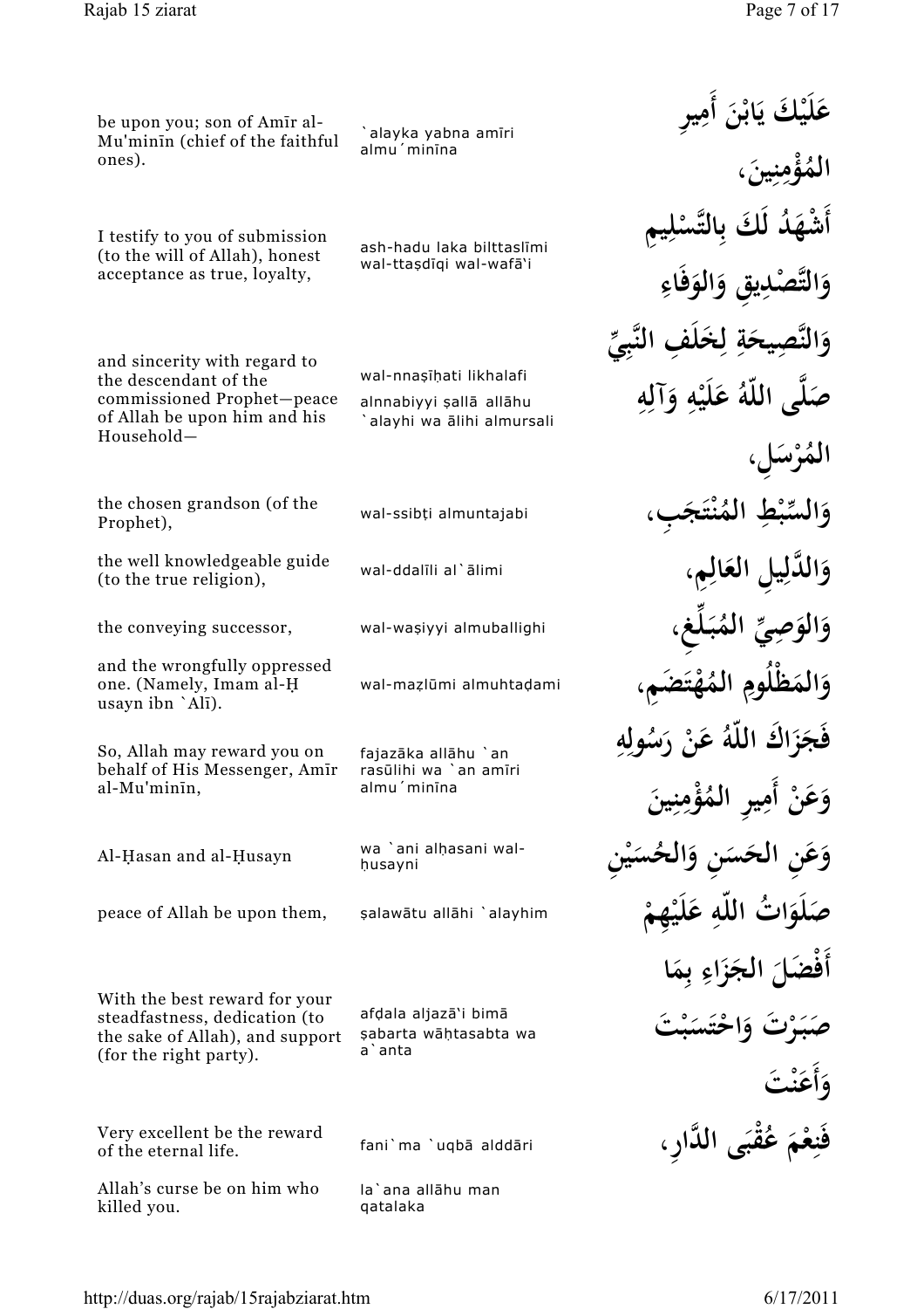| | | |
|---|---|---|
| be upon you; son of Amīr al-Mu'minīn (chief of the faithful ones). | \`alayka yabna amīri almu´minīna | عَلَيْكَ يَابْنَ أَمِيرِ الْمُؤْمِنِينَ، |
| I testify to you of submission (to the will of Allah), honest acceptance as true, loyalty, | ash-hadu laka bilttaslīmi wal-ttaṣdīqi wal-wafā'i | أَشْهَدُ لَكَ بِالتَّسْلِيمِ وَالتَّصْدِيقِ وَالوَفَاءِ |
| and sincerity with regard to the descendant of the commissioned Prophet—peace of Allah be upon him and his Household— | wal-nnaṣīḥati likhalafi alnnabiyyi ṣallā allāhu \`alayhi wa ālihi almursali | وَالنَّصِيحَةِ لِخَلَفِ النَّبِيِّ صَلَّى اللّهُ عَلَيْهِ وَآلِهِ الْمُرْسَلِ، |
| the chosen grandson (of the Prophet), | wal-ssibṭi almuntajabi | وَالسِّبْطِ الْمُنْتَجَبِ، |
| the well knowledgeable guide (to the true religion), | wal-ddalīli al\`ālimi | وَالدَّلِيلِ العَالِمِ، |
| the conveying successor, | wal-waṣiyyi almuballighi | وَالوَصِيِّ الْمُبَلِّغِ، |
| and the wrongfully oppressed one. (Namely, Imam al-Ḥusayn ibn \`Alī). | wal-maẓlūmi almuhtaḍami | وَالْمَظْلُومِ الْمُهْتَضَمِ، |
| So, Allah may reward you on behalf of His Messenger, Amīr al-Mu'minīn, | fajazāka allāhu \`an rasūlihi wa \`an amīri almu´minīna | فَجَزَاكَ اللّهُ عَنْ رَسُولِهِ وَعَنْ أَمِيرِ الْمُؤْمِنِينَ |
| Al-Ḥasan and al-Ḥusayn | wa \`ani alḥasani wal-ḥusayni | وَعَنِ الحَسَنِ وَالحُسَيْنِ |
| peace of Allah be upon them, | ṣalawātu allāhi \`alayhim | صَلَوَاتُ اللّهِ عَلَيْهِمْ |
| With the best reward for your steadfastness, dedication (to the sake of Allah), and support (for the right party). | afḍala aljazā'i bimā ṣabarta wāḥtasabta wa a\`anta | أَفْضَلَ الجَزَاءِ بِمَا صَبَرْتَ وَاحْتَسَبْتَ وَأَعَنْتَ |
| Very excellent be the reward of the eternal life. | fani\`ma \`uqbā alddāri | فَنِعْمَ عُقْبَى الدَّارِ، |
| Allah's curse be on him who killed you. | la\`ana allāhu man qatalaka | |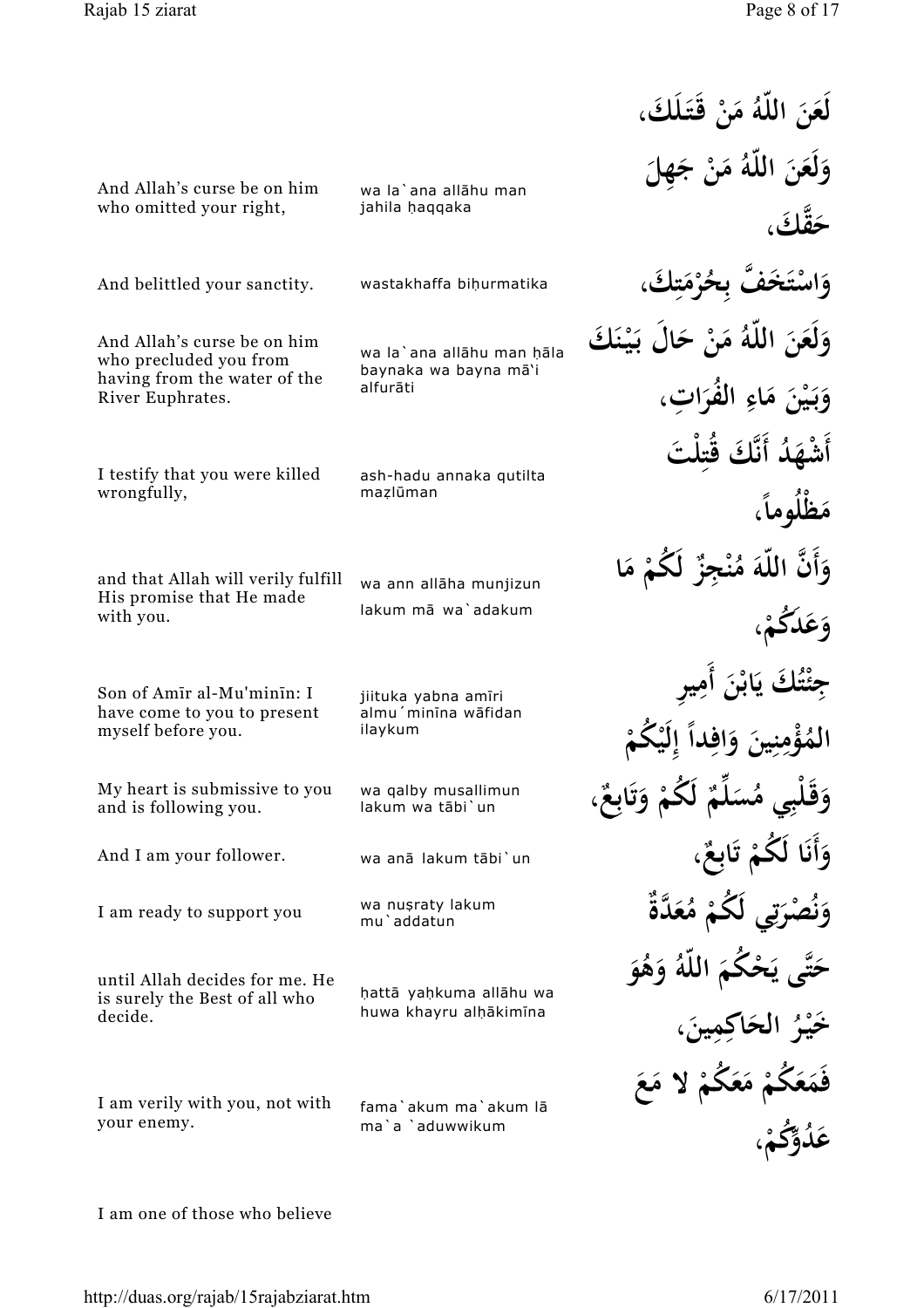| | | |
|---|---|---|
| | | لَعَنَ اللّهُ مَنْ قَتَلَكَ، |
| And Allah's curse be on him who omitted your right, | wa la`ana allāhu man jahila ḥaqqaka | وَلَعَنَ اللّهُ مَنْ جَهِلَ حَقَّكَ، |
| And belittled your sanctity. | wastakhaffa biḥurmatika | وَاسْتَخَفَّ بِحُرْمَتِكَ، |
| And Allah's curse be on him who precluded you from having from the water of the River Euphrates. | wa la`ana allāhu man ḥāla baynaka wa bayna mā'i alfurāti | وَلَعَنَ اللّهُ مَنْ حَالَ بَيْنَكَ وَبَيْنَ مَاءِ الفُرَاتِ، |
| I testify that you were killed wrongfully, | ash-hadu annaka qutilta maẓlūman | أَشْهَدُ أَنَّكَ قُتِلْتَ مَظْلُوماً، |
| and that Allah will verily fulfill His promise that He made with you. | wa ann allāha munjizun lakum mā wa`adakum | وَأَنَّ اللّهَ مُنْجِزٌ لَكُمْ مَا وَعَدَكُمْ، |
| Son of Amīr al-Mu'minīn: I have come to you to present myself before you. | jiituka yabna amīri almu´minīna wāfidan ilaykum | جِئْتُكَ يَابْنَ أَمِيرِ المُؤْمِنِينَ وَافِداً إِلَيْكُمْ |
| My heart is submissive to you and is following you. | wa qalby musallimun lakum wa tābi`un | وَقَلْبِي مُسَلِّمٌ لَكُمْ وَتَابِعٌ، |
| And I am your follower. | wa anā lakum tābi`un | وَأَنَا لَكُمْ تَابِعٌ، |
| I am ready to support you | wa nuṣraty lakum mu`addatun | وَنُصْرَتِي لَكُمْ مُعَدَّةٌ |
| until Allah decides for me. He is surely the Best of all who decide. | ḥattā yaḥkuma allāhu wa huwa khayru alḥākimīna | حَتَّى يَحْكُمَ اللّهُ وَهُوَ خَيْرُ الحَاكِمِينَ، |
| I am verily with you, not with your enemy. | fama`akum ma`akum lā ma`a `aduwwikum | فَمَعَكُمْ مَعَكُمْ لا مَعَ عَدُوِّكُمْ، |

I am one of those who believe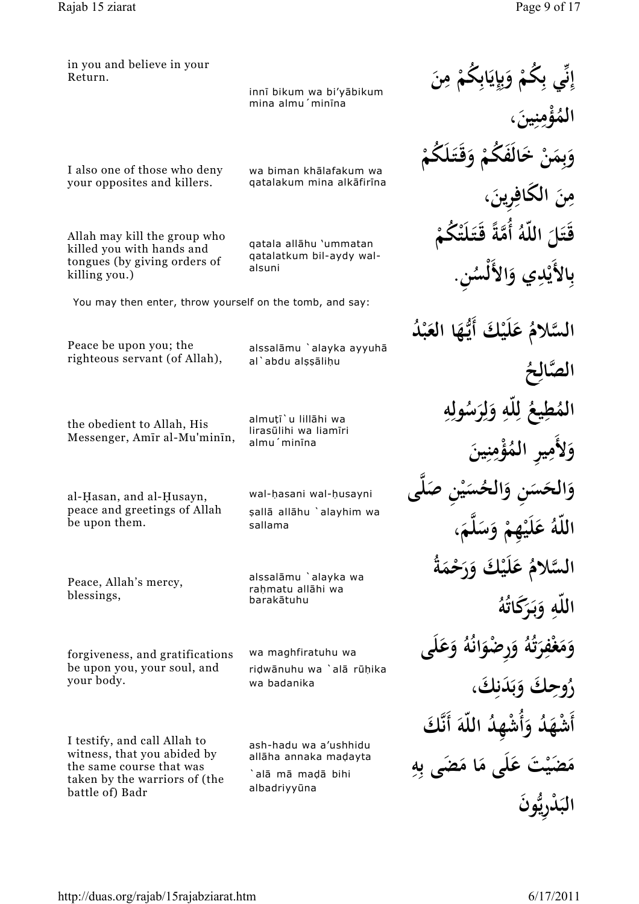| | | |
|---|---|---|
| in you and believe in your Return. | innī bikum wa bi'yābikum mina almu´minīna | إِنِّي بِكُمْ وَبِإِيَابِكُمْ مِنَ المُؤْمِنِينَ، |
| I also one of those who deny your opposites and killers. | wa biman khālafakum wa qatalakum mina alkāfirīna | وَبِمَنْ خَالَفَكُمْ وَقَتَلَكُمْ مِنَ الكَافِرِينَ، |
| Allah may kill the group who killed you with hands and tongues (by giving orders of killing you.) | qatala allāhu 'ummatan qatalatkum bil-aydy wal-alsuni | قَتَلَ اللّهُ أُمَّةً قَتَلَتْكُمْ بِالأَيْدِي وَالأَلْسُنِ. |

You may then enter, throw yourself on the tomb, and say:

| | | |
|---|---|---|
| Peace be upon you; the righteous servant (of Allah), | alssalāmu `alayka ayyuhā al`abdu alṣṣāliḥu | السَّلامُ عَلَيْكَ أَيُّهَا العَبْدُ الصَّالِحُ |
| the obedient to Allah, His Messenger, Amīr al-Mu'minīn, | almuṭī`u lillāhi wa lirasūlihi wa liamīri almu´minīna | المُطِيعُ لِلّهِ وَلِرَسُولِهِ وَلأَمِيرِ المُؤْمِنِينَ |
| al-Ḥasan, and al-Ḥusayn, peace and greetings of Allah be upon them. | wal-ḥasani wal-ḥusayni ṣallā allāhu `alayhim wa sallama | وَالحَسَنِ وَالحُسَيْنِ صَلَّى اللّهُ عَلَيْهِمْ وَسَلَّمَ، |
| Peace, Allah's mercy, blessings, | alssalāmu `alayka wa raḥmatu allāhi wa barakātuhu | السَّلامُ عَلَيْكَ وَرَحْمَةُ اللّهِ وَبَرَكَاتُهُ |
| forgiveness, and gratifications be upon you, your soul, and your body. | wa maghfiratuhu wa riḍwānuhu wa `alā rūḥika wa badanika | وَمَغْفِرَتُهُ وَرِضْوَانُهُ وَعَلَى رُوحِكَ وَبَدَنِكَ، |
| I testify, and call Allah to witness, that you abided by the same course that was taken by the warriors of (the battle of) Badr | ash-hadu wa a'ushhidu allāha annaka maḍayta `alā mā maḍā bihi albadriyyūna | أَشْهَدُ وَأُشْهِدُ اللّهَ أَنَّكَ مَضَيْتَ عَلَى مَا مَضَى بِهِ البَدْرِيُّونَ |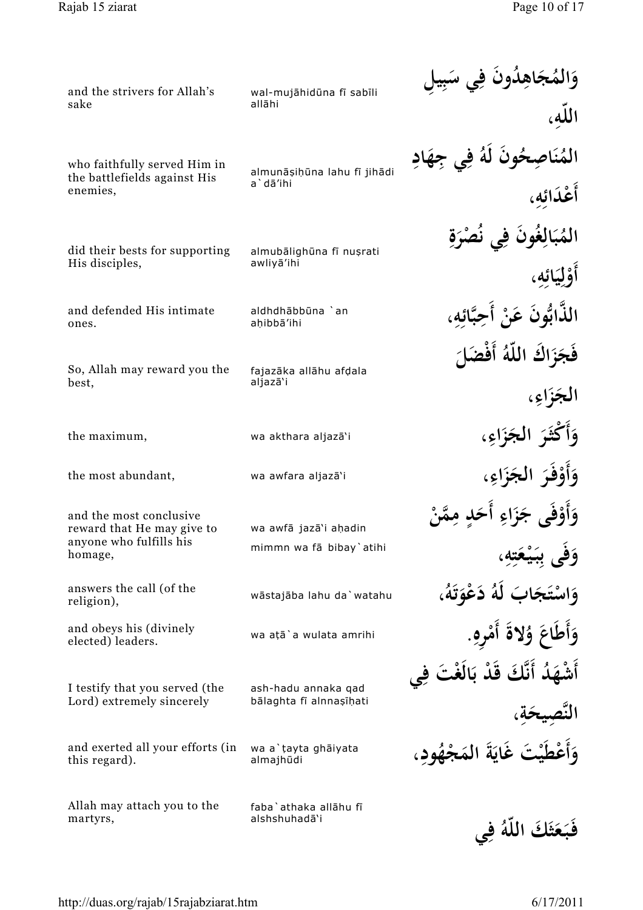| | | |
|---|---|---|
| and the strivers for Allah's sake | wal-mujāhidūna fī sabīli allāhi | وَالمُجَاهِدُونَ فِي سَبِيلِ اللّهِ، |
| who faithfully served Him in the battlefields against His enemies, | almunāṣiḥūna lahu fī jihādi a`dā'ihi | المُنَاصِحُونَ لَهُ فِي جِهَادِ أَعْدَائِهِ، |
| did their bests for supporting His disciples, | almubālighūna fī nuṣrati awliyā'ihi | المُبَالِغُونَ فِي نُصْرَةِ أَوْلِيَائِهِ، |
| and defended His intimate ones. | aldhdhābbūna `an aḥibbā'ihi | الذَّابُّونَ عَنْ أَحِبَّائِهِ، |
| So, Allah may reward you the best, | fajazāka allāhu afḍala aljazā'i | فَجَزَاكَ اللّهُ أَفْضَلَ الجَزَاءِ، |
| the maximum, | wa akthara aljazā'i | وَأَكْثَرَ الجَزَاءِ، |
| the most abundant, | wa awfara aljazā'i | وَأَوْفَرَ الجَزَاءِ، |
| and the most conclusive reward that He may give to anyone who fulfills his homage, | wa awfā jazā'i aḥadin mimmn wa fā bibay`atihi | وَأَوْفَى جَزَاءِ أَحَدٍ مِمَّنْ وَفَى بِبَيْعَتِهِ، |
| answers the call (of the religion), | wāstajāba lahu da`watahu | وَاسْتَجَابَ لَهُ دَعْوَتَهُ، |
| and obeys his (divinely elected) leaders. | wa aṭā`a wulata amrihi | وَأَطَاعَ وُلاةَ أَمْرِهِ. |
| I testify that you served (the Lord) extremely sincerely | ash-hadu annaka qad bālaghta fī alnnaṣīḥati | أَشْهَدُ أَنَّكَ قَدْ بَالَغْتَ فِي النَّصِيحَةِ، |
| and exerted all your efforts (in this regard). | wa a`ṭayta ghāiyata almajhūdi | وَأَعْطَيْتَ غَايَةَ المَجْهُودِ، |
| Allah may attach you to the martyrs, | faba`athaka allāhu fī alshshuhadā'i | فَبَعَثَكَ اللّهُ فِي |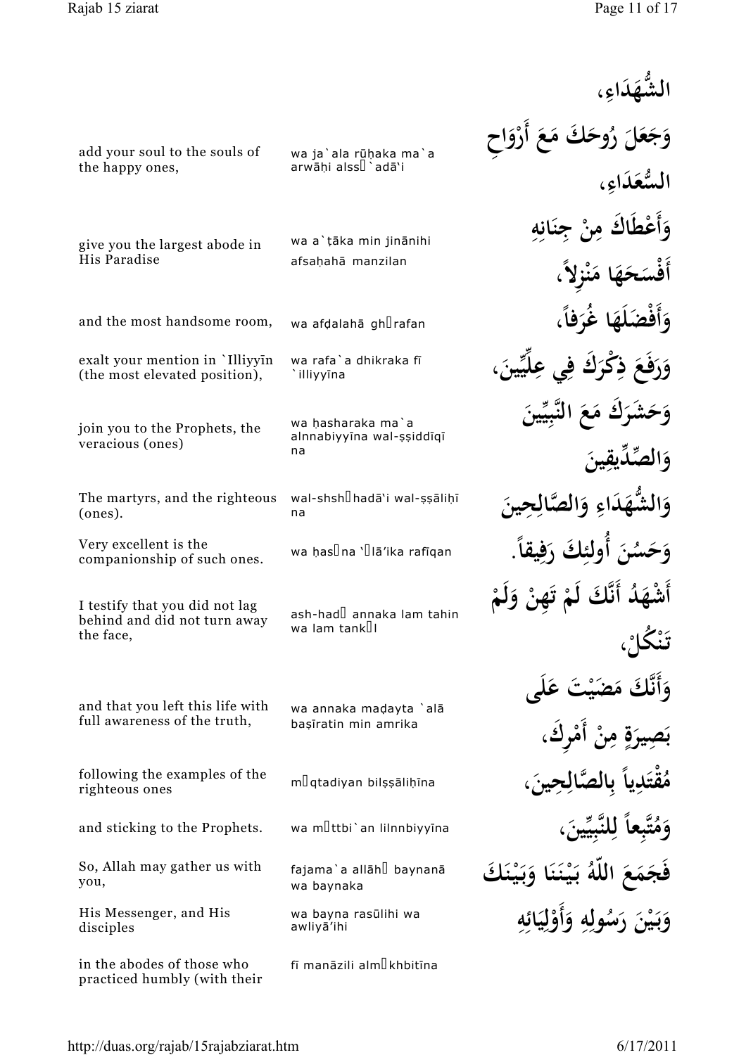| | | |
|---|---|---|
| | | الشُّهَدَاءِ، |
| add your soul to the souls of the happy ones, | wa ja`ala rūḥaka ma`a arwāḥi alss`adā'i | وَجَعَلَ رُوحَكَ مَعَ أَرْوَاحِ السُّعَدَاءِ، |
| give you the largest abode in His Paradise | wa a`ṭāka min jinānihi afsaḥahā manzilan | وَأَعْطَاكَ مِنْ جِنَانِهِ أَفْسَحَهَا مَنْزِلاً، |
| and the most handsome room, | wa afḍalahā ghrafan | وَأَفْضَلَهَا غُرَفاً، |
| exalt your mention in `Illiyyīn (the most elevated position), | wa rafa`a dhikraka fī `illiyyīna | وَرَفَعَ ذِكْرَكَ فِي عِلِّيِّينَ، |
| join you to the Prophets, the veracious (ones) | wa ḥasharaka ma`a alnnabiyyīna wal-ṣṣiddīqīna | وَحَشَرَكَ مَعَ النَّبِيِّينَ وَالصِّدِّيقِينَ |
| The martyrs, and the righteous (ones). | wal-shshhadā'i wal-ṣṣāliḥīna | وَالشُّهَدَاءِ وَالصَّالِحِينَ |
| Very excellent is the companionship of such ones. | wa ḥasna 'lā'ika rafīqan | وَحَسُنَ أُولئِكَ رَفِيقاً. |
| I testify that you did not lag behind and did not turn away the face, | ash-hadannaka lam tahin wa lam tankl | أَشْهَدُ أَنَّكَ لَمْ تَهِنْ وَلَمْ تَنْكُلْ، |
| and that you left this life with full awareness of the truth, | wa annaka maḍayta `alā baṣīratin min amrika | وَأَنَّكَ مَضَيْتَ عَلَى بَصِيرَةٍ مِنْ أَمْرِكَ، |
| following the examples of the righteous ones | mqtadiyan bilṣṣāliḥīna | مُقْتَدِياً بِالصَّالِحِينَ، |
| and sticking to the Prophets. | wa mttbi`an lilnnbiyyīna | وَمُتَّبِعاً لِلنَّبِيِّينَ، |
| So, Allah may gather us with you, | fajama`a allāh baynanā wa baynaka | فَجَمَعَ اللّهُ بَيْنَنَا وَبَيْنَكَ |
| His Messenger, and His disciples | wa bayna rasūlihi wa awliyā'ihi | وَبَيْنَ رَسُولِهِ وَأَوْلِيَائِهِ |
| in the abodes of those who practiced humbly (with their | fī manāzili almkhbitīna | |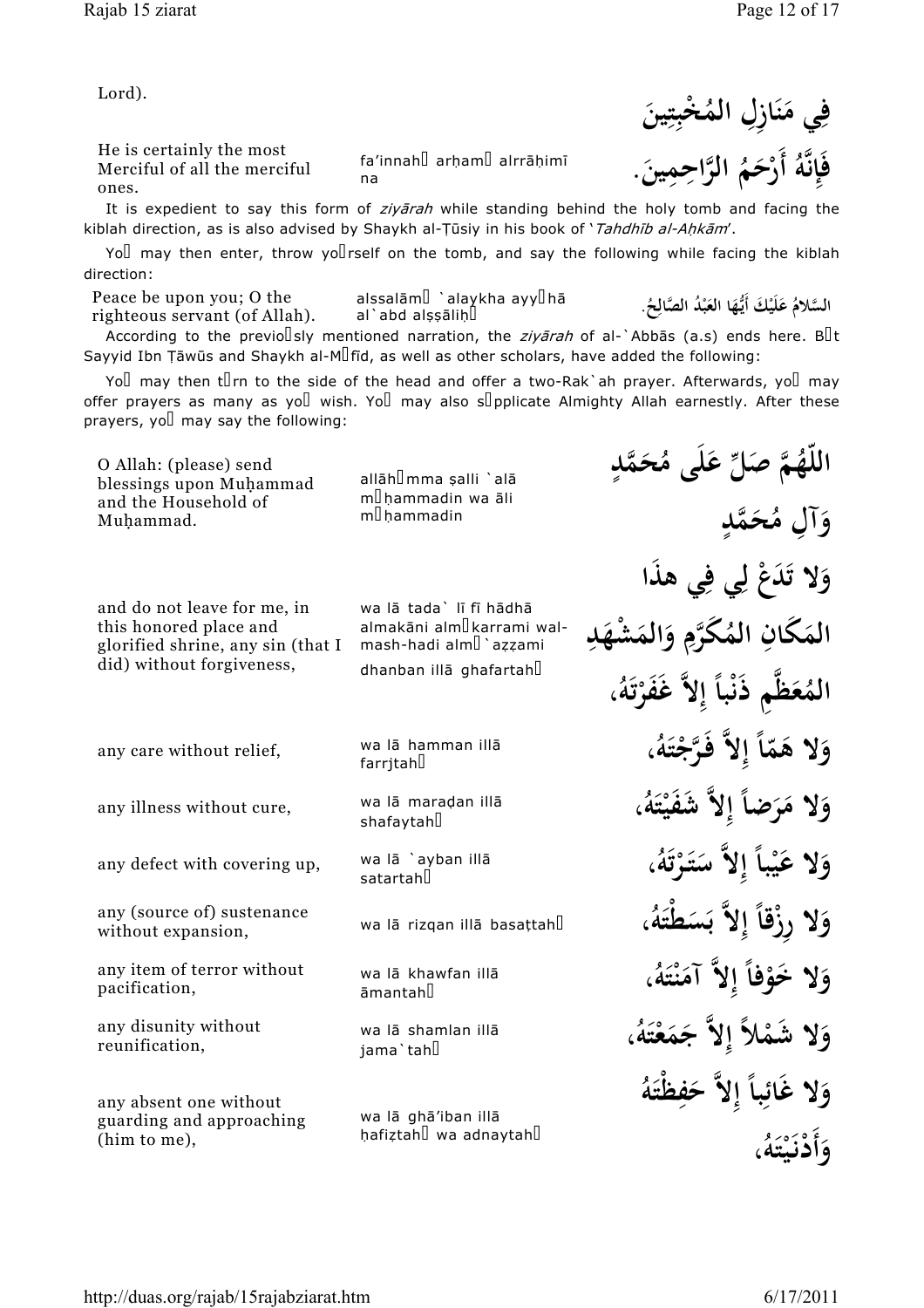| | | |
|---|---|---|
| Lord). | | فِي مَنَازِلِ المُخْبِتِينَ |
| He is certainly the most Merciful of all the merciful ones. | fa'innahū arḥamū alrrāḥimīna | فَإِنَّهُ أَرْحَمُ الرَّاحِمِينَ. |

It is expedient to say this form of *ziyārah* while standing behind the holy tomb and facing the kiblah direction, as is also advised by Shaykh al-Ṭūsiy in his book of '*Tahdhīb al-Aḥkām*'.

You may then enter, throw yourself on the tomb, and say the following while facing the kiblah direction:

| | | |
|---|---|---|
| Peace be upon you; O the righteous servant (of Allah). | alssalāmu `alaykha ayyuhā al`abd alṣṣāliḥu | السَّلامُ عَلَيْكَ أَيُّهَا العَبْدُ الصَّالِحُ. |

According to the previously mentioned narration, the *ziyārah* of al-`Abbās (a.s) ends here. But Sayyid Ibn Ṭāwūs and Shaykh al-Mufīd, as well as other scholars, have added the following:

You may then turn to the side of the head and offer a two-Rak`ah prayer. Afterwards, you may offer prayers as many as you wish. You may also supplicate Almighty Allah earnestly. After these prayers, you may say the following:

| | | |
|---|---|---|
| O Allah: (please) send blessings upon Muḥammad and the Household of Muḥammad. | allāhumma ṣalli `alā muḥammadin wa āli muḥammadin | اللّهُمَّ صَلِّ عَلَى مُحَمَّدٍ وَآلِ مُحَمَّدٍ |
| and do not leave for me, in this honored place and glorified shrine, any sin (that I did) without forgiveness, | wa lā tada` lī fī hādhā almakāni almukarrami wal-mash-hadi almu`aẓẓami dhanban illā ghafartahu | وَلا تَدَعْ لِي فِي هذَا المَكَانِ المُكَرَّمِ وَالمَشْهَدِ المُعَظَّمِ ذَنْباً إِلاَّ غَفَرْتَهُ، |
| any care without relief, | wa lā hamman illā farrjtahu | وَلا هَمّاً إِلاَّ فَرَّجْتَهُ، |
| any illness without cure, | wa lā maraḍan illā shafaytahu | وَلا مَرَضاً إِلاَّ شَفَيْتَهُ، |
| any defect with covering up, | wa lā `ayban illā satartahu | وَلا عَيْباً إِلاَّ سَتَرْتَهُ، |
| any (source of) sustenance without expansion, | wa lā rizqan illā basaṭtahu | وَلا رِزْقاً إِلاَّ بَسَطْتَهُ، |
| any item of terror without pacification, | wa lā khawfan illā āmantahu | وَلا خَوْفاً إِلاَّ آمَنْتَهُ، |
| any disunity without reunification, | wa lā shamlan illā jama`tahu | وَلا شَمْلاً إِلاَّ جَمَعْتَهُ، |
| any absent one without guarding and approaching (him to me), | wa lā ghā'iban illā ḥafiẓtahu wa adnaytahu | وَلا غَائِباً إِلاَّ حَفِظْتَهُ وَأَدْنَيْتَهُ، |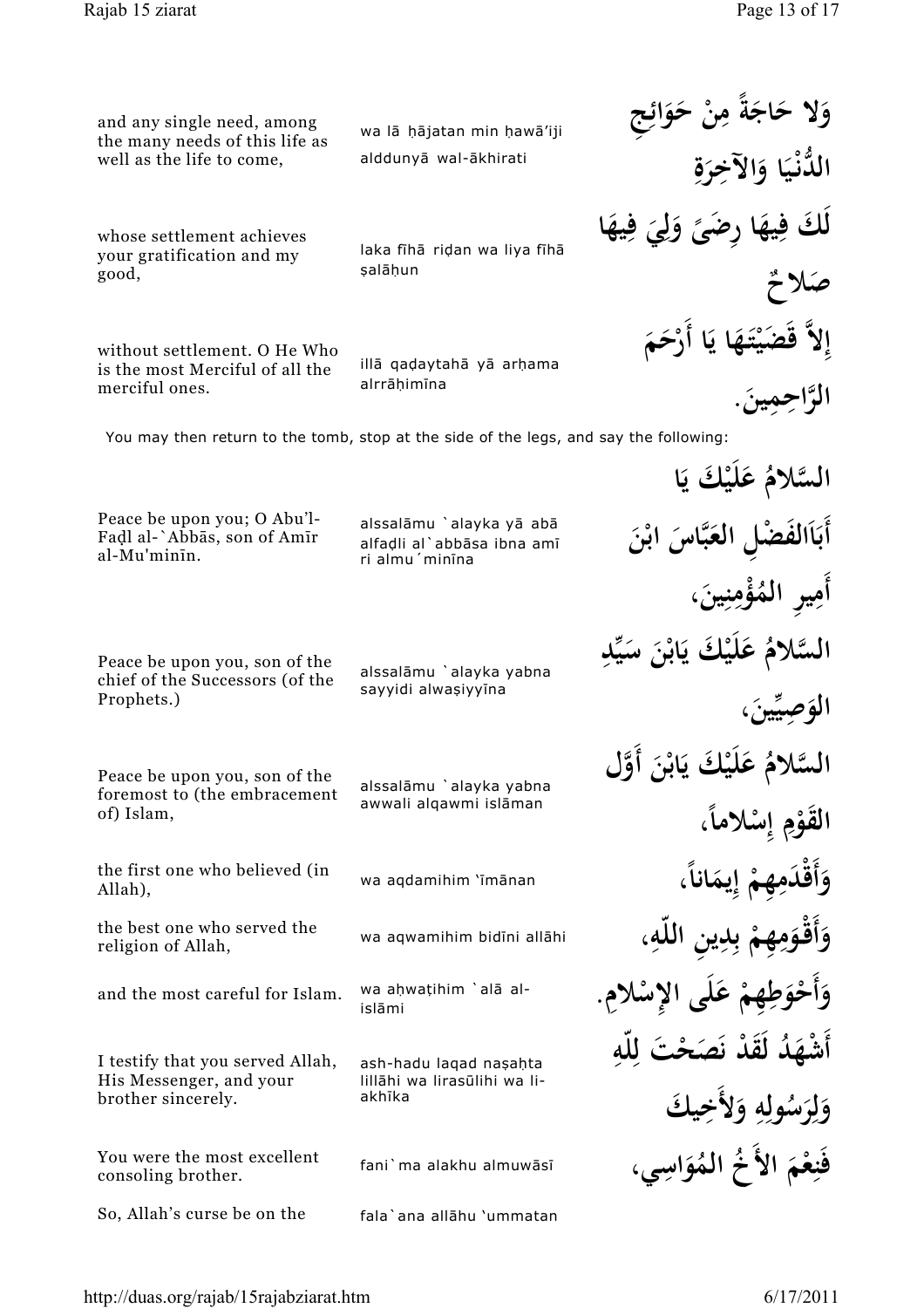| | | |
|---|---|---|
| and any single need, among the many needs of this life as well as the life to come, | wa lā ḥājatan min ḥawā'iji alddunyā wal-ākhirati | وَلا حَاجَةً مِنْ حَوَائِجِ الدُّنْيَا وَالآخِرَةِ |
| whose settlement achieves your gratification and my good, | laka fīhā riḍan wa liya fīhā ṣalāḥun | لَكَ فِيهَا رِضىً وَلِيَ فِيهَا صَلاحٌ |
| without settlement. O He Who is the most Merciful of all the merciful ones. | illā qaḍaytahā yā arḥama alrrāḥimīna | إِلاَّ قَضَيْتَهَا يَا أَرْحَمَ الرَّاحِمِينَ. |

You may then return to the tomb, stop at the side of the legs, and say the following:

| | | |
|---|---|---|
| Peace be upon you; O Abu'l-Faḍl al-`Abbās, son of Amīr al-Mu'minīn. | alssalāmu `alayka yā abā alfaḍli al`abbāsa ibna amīri almu´minīna | السَّلامُ عَلَيْكَ يَا أَبَاالفَضْلِ العَبَّاسَ ابْنَ أَمِيرِ المُؤْمِنِينَ، |
| Peace be upon you, son of the chief of the Successors (of the Prophets.) | alssalāmu `alayka yabna sayyidi alwaṣiyyīna | السَّلامُ عَلَيْكَ يَابْنَ سَيِّدِ الوَصِيِّينَ، |
| Peace be upon you, son of the foremost to (the embracement of) Islam, | alssalāmu `alayka yabna awwali alqawmi islāman | السَّلامُ عَلَيْكَ يَابْنَ أَوَّلِ القَوْمِ إِسْلاماً، |
| the first one who believed (in Allah), | wa aqdamihim 'īmānan | وَأَقْدَمِهِمْ إِيمَاناً، |
| the best one who served the religion of Allah, | wa aqwamihim bidīni allāhi | وَأَقْوَمِهِمْ بِدِينِ اللّهِ، |
| and the most careful for Islam. | wa aḥwaṭihim `alā al-islāmi | وَأَحْوَطِهِمْ عَلَى الإِسْلامِ. |
| I testify that you served Allah, His Messenger, and your brother sincerely. | ash-hadu laqad naṣaḥta lillāhi wa lirasūlihi wa li-akhīka | أَشْهَدُ لَقَدْ نَصَحْتَ لِلّهِ وَلِرَسُولِهِ وَلأَخِيكَ |
| You were the most excellent consoling brother. | fani`ma alakhu almuwāsī | فَنِعْمَ الأَخُ المُوَاسِي، |
| So, Allah's curse be on the | fala`ana allāhu 'ummatan | |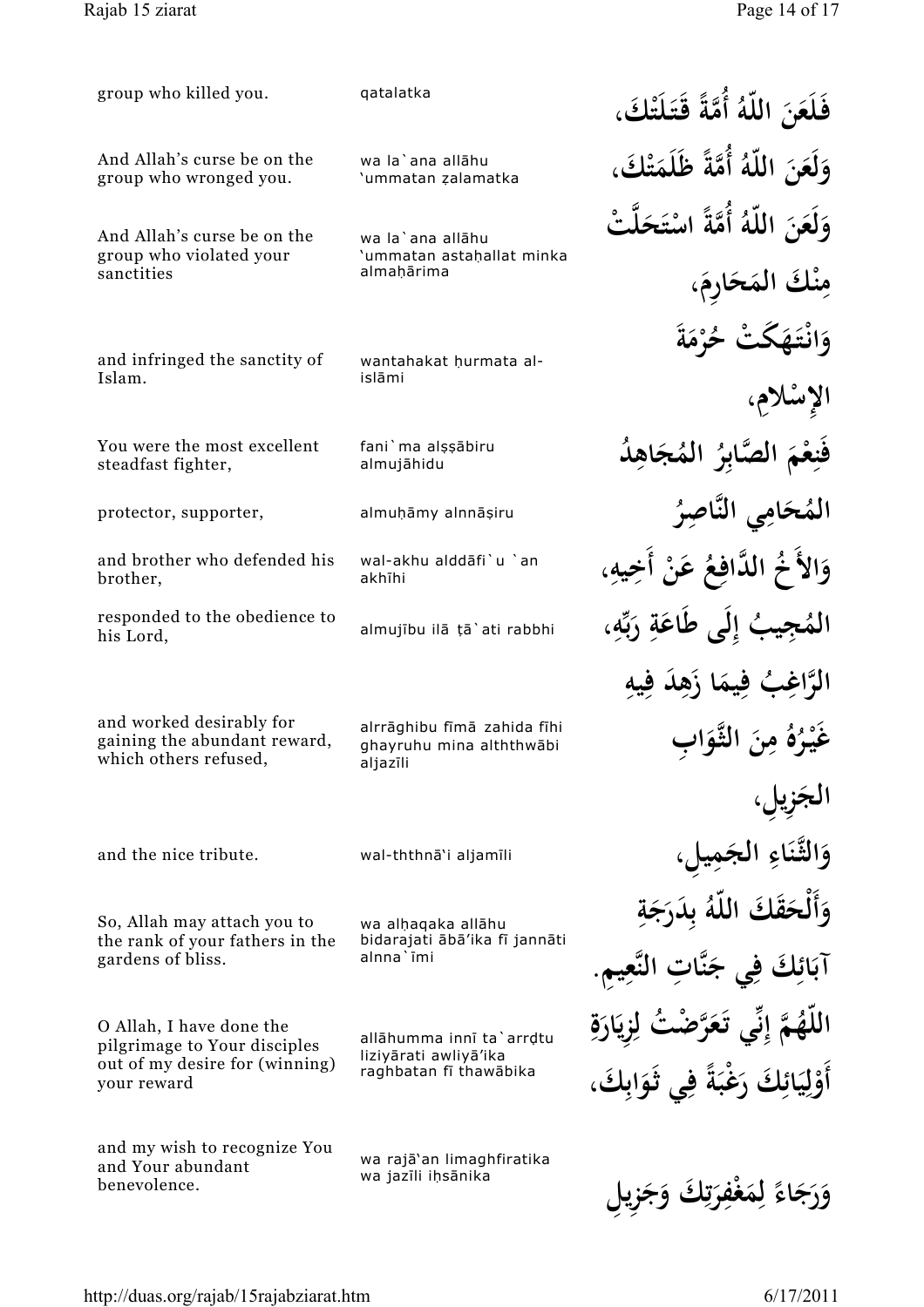| | | |
|---|---|---|
| group who killed you. | qatalatka | فَلَعَنَ اللّهُ أُمَّةً قَتَلَتْكَ، |
| And Allah's curse be on the group who wronged you. | wa la`ana allāhu 'ummatan ẓalamatka | وَلَعَنَ اللّهُ أُمَّةً ظَلَمَتْكَ، |
| And Allah's curse be on the group who violated your sanctities | wa la`ana allāhu 'ummatan astaḥallat minka almaḥārima | وَلَعنَ اللّهُ أُمَّةً اسْتَحَلَّتْ مِنْكَ المَحَارِمَ، |
| and infringed the sanctity of Islam. | wantahakat ḥurmata al-islāmi | وَانْتَهَكَتْ حُرْمَةَ الإِسْلامِ، |
| You were the most excellent steadfast fighter, | fani`ma alṣṣābiru almujāhidu | فَنِعْمَ الصَّابِرُ المُجَاهِدُ |
| protector, supporter, | almuḥāmy alnnāṣiru | المُحَامِي النَّاصِرُ |
| and brother who defended his brother, | wal-akhu alddāfi`u `an akhīhi | وَالأَخُ الدَّافِعُ عَنْ أَخِيهِ، |
| responded to the obedience to his Lord, | almujību ilā ṭā`ati rabbhi | المُجِيبُ إِلَى طَاعَةِ رَبِّهِ، |
| and worked desirably for gaining the abundant reward, which others refused, | alrrāghibu fīmā zahida fīhi ghayruhu mina alththwābi aljazīli | الرَّاغِبُ فِيمَا زَهِدَ فِيهِ غَيْرُهُ مِنَ الثَّوَابِ الجَزِيلِ، |
| and the nice tribute. | wal-ththnā'i aljamīli | وَالثَّنَاءِ الجَمِيلِ، |
| So, Allah may attach you to the rank of your fathers in the gardens of bliss. | wa alḥaqaka allāhu bidarajati ābā'ika fī jannāti alnna`īmi | وَأَلْحَقَكَ اللّهُ بِدَرَجَةِ آبَائِكَ فِي جَنَّاتِ النَّعِيمِ. |
| O Allah, I have done the pilgrimage to Your disciples out of my desire for (winning) your reward | allāhumma innī ta`arrḍtu liziyārati awliyā'ika raghbatan fī thawābika | اللّهُمَّ إِنِّي تَعَرَّضْتُ لِزِيَارَةِ أَوْلِيَائِكَ رَغْبَةً فِي ثَوَابِكَ، |
| and my wish to recognize You and Your abundant benevolence. | wa rajā'an limaghfiratika wa jazīli iḥsānika | وَرَجَاءً لِمَغْفِرَتِكَ وَجَزِيلِ |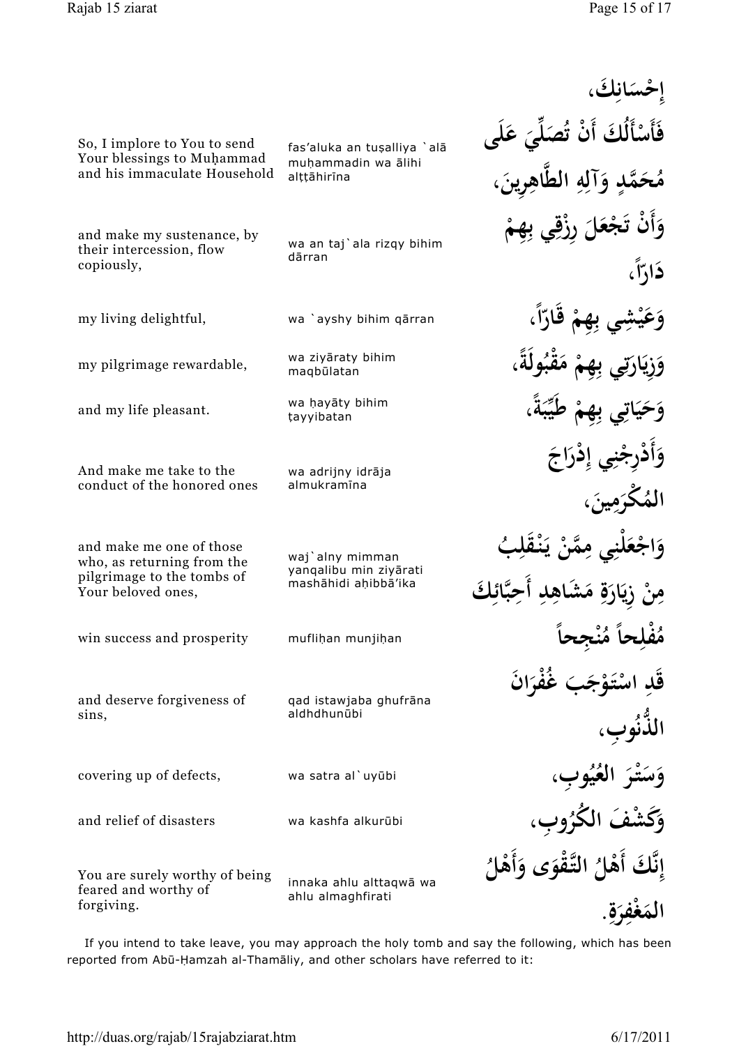| | | إِحْسَانِكَ، |
|---|---|---|
| So, I implore to You to send Your blessings to Muḥammad and his immaculate Household | fas'aluka an tuṣalliya `alā muḥammadin wa ālihi alṭṭāhirīna | فَأَسْأَلُكَ أَنْ تُصَلِّيَ عَلَى مُحَمَّدٍ وَآلِهِ الطَّاهِرِينَ، |
| and make my sustenance, by their intercession, flow copiously, | wa an taj`ala rizqy bihim dārran | وَأَنْ تَجْعَلَ رِزْقِي بِهِمْ دَارّاً، |
| my living delightful, | wa `ayshy bihim qārran | وَعَيْشِي بِهِمْ قَارّاً، |
| my pilgrimage rewardable, | wa ziyāraty bihim maqbūlatan | وَزِيَارَتِي بِهِمْ مَقْبُولَةً، |
| and my life pleasant. | wa ḥayāty bihim ṭayyibatan | وَحَيَاتِي بِهِمْ طَيِّبَةً، |
| And make me take to the conduct of the honored ones | wa adrijny idrāja almukramīna | وَأَدْرِجْنِي إِدْرَاجَ الْمُكْرَمِينَ، |
| and make me one of those who, as returning from the pilgrimage to the tombs of Your beloved ones, | waj`alny mimman yanqalibu min ziyārati mashāhidi aḥibbā'ika | وَاجْعَلْنِي مِمَّنْ يَنْقَلِبُ مِنْ زِيَارَةِ مَشَاهِدِ أَحِبَّائِكَ |
| win success and prosperity | mufliḥan munjiḥan | مُفْلِحاً مُنْجِحاً |
| and deserve forgiveness of sins, | qad istawjaba ghufrāna aldhdhunūbi | قَدِ اسْتَوْجَبَ غُفْرَانَ الذُّنُوبِ، |
| covering up of defects, | wa satra al`uyūbi | وَسَتْرَ الْعُيُوبِ، |
| and relief of disasters | wa kashfa alkurūbi | وَكَشْفَ الْكُرُوبِ، |
| You are surely worthy of being feared and worthy of forgiving. | innaka ahlu alttaqwā wa ahlu almaghfirati | إِنَّكَ أَهْلُ التَّقْوَى وَأَهْلُ الْمَغْفِرَةِ. |

If you intend to take leave, you may approach the holy tomb and say the following, which has been reported from Abū-Ḥamzah al-Thamāliy, and other scholars have referred to it: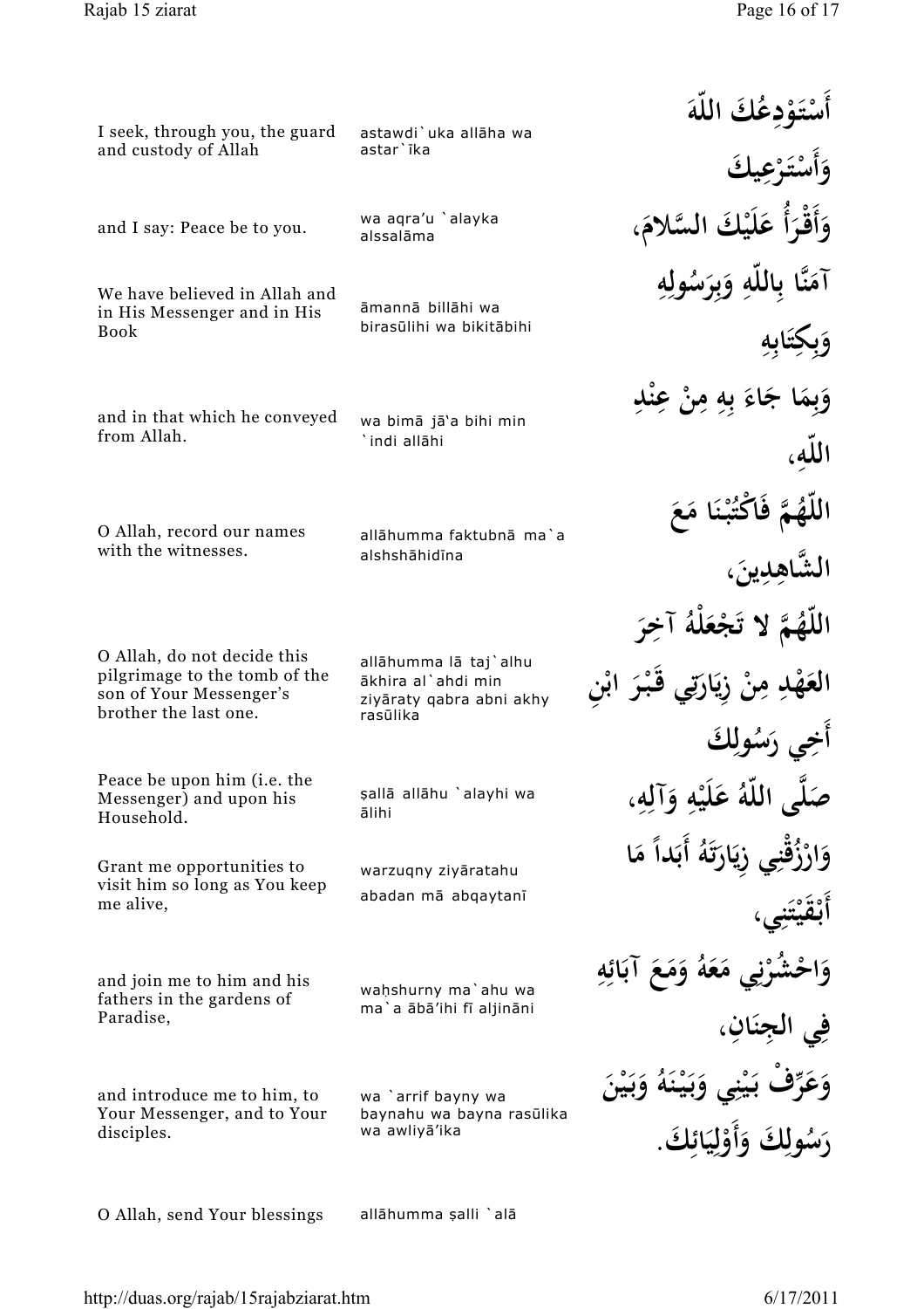| | | |
|---|---|---|
| I seek, through you, the guard and custody of Allah | astawdi`uka allāha wa astar`īka | أَسْتَوْدِعُكَ اللّهَ وَأَسْتَرْعِيكَ |
| and I say: Peace be to you. | wa aqra'u `alayka alssalāma | وَأَقْرَأُ عَلَيْكَ السَّلامَ، |
| We have believed in Allah and in His Messenger and in His Book | āmannā billāhi wa birasūlihi wa bikitābihi | آمَنَّا بِاللّهِ وَبِرَسُولِهِ وَبِكِتَابِهِ |
| and in that which he conveyed from Allah. | wa bimā jā'a bihi min `indi allāhi | وَبِمَا جَاءَ بِهِ مِنْ عِنْدِ اللّهِ، |
| O Allah, record our names with the witnesses. | allāhumma faktubnā ma`a alshshāhidīna | اللّهُمَّ فَاكْتُبْنَا مَعَ الشَّاهِدِينَ، |
| O Allah, do not decide this pilgrimage to the tomb of the son of Your Messenger's brother the last one. | allāhumma lā taj`alhu ākhira al`ahdi min ziyāraty qabra abni akhy rasūlika | اللّهُمَّ لا تَجْعَلْهُ آخِرَ العَهْدِ مِنْ زِيَارَتِي قَبْرَ ابْنِ أَخِي رَسُولِكَ |
| Peace be upon him (i.e. the Messenger) and upon his Household. | ṣallā allāhu `alayhi wa ālihi | صَلَّى اللّهُ عَلَيْهِ وَآلِهِ، |
| Grant me opportunities to visit him so long as You keep me alive, | warzuqny ziyāratahu abadan mā abqaytanī | وَارْزُقْنِي زِيَارَتَهُ أَبَداً مَا أَبْقَيْتَنِي، |
| and join me to him and his fathers in the gardens of Paradise, | waḥshurny ma`ahu wa ma`a ābā'ihi fī aljināni | وَاحْشُرْنِي مَعَهُ وَمَعَ آبَائِهِ فِي الجِنَانِ، |
| and introduce me to him, to Your Messenger, and to Your disciples. | wa `arrif bayny wa baynahu wa bayna rasūlika wa awliyā'ika | وَعَرِّفْ بَيْنِي وَبَيْنَهُ وَبَيْنَ رَسُولِكَ وَأَوْلِيَائِكَ. |
| O Allah, send Your blessings | allāhumma ṣalli `alā | |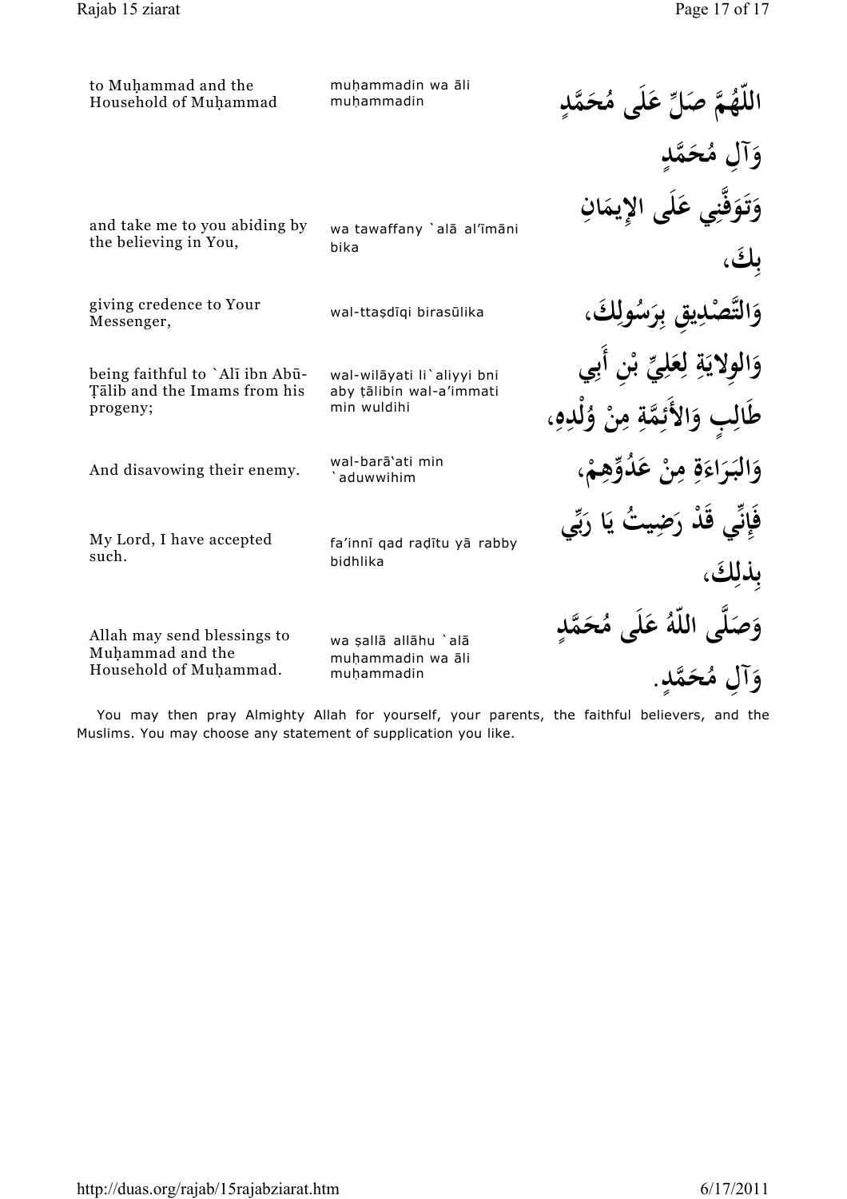| | | |
|---|---|---|
| to Muḥammad and the Household of Muḥammad | muḥammadin wa āli muḥammadin | اللّهُمَّ صَلِّ عَلَى مُحَمَّدٍ وَآلِ مُحَمَّدٍ |
| and take me to you abiding by the believing in You, | wa tawaffany `alā al'īmāni bika | وَتَوَفَّنِي عَلَى الإِيمَانِ بِكَ، |
| giving credence to Your Messenger, | wal-ttaṣdīqi birasūlika | وَالتَّصْدِيقِ بِرَسُولِكَ، |
| being faithful to `Alī ibn Abū-Ṭālib and the Imams from his progeny; | wal-wilāyati li`aliyyi bni aby ṭālibin wal-a'immati min wuldihi | وَالوِلايَةِ لِعَلِيِّ بْنِ أَبِي طَالِبٍ وَالأَئِمَّةِ مِنْ وُلْدِهِ، |
| And disavowing their enemy. | wal-barā'ati min `aduwwihim | وَالبَرَاءَةِ مِنْ عَدُوِّهِمْ، |
| My Lord, I have accepted such. | fa'innī qad raḍītu yā rabby bidhlika | فَإِنِّي قَدْ رَضِيتُ يَا رَبِّي بِذلِكَ، |
| Allah may send blessings to Muḥammad and the Household of Muḥammad. | wa ṣallā allāhu `alā muḥammadin wa āli muḥammadin | وَصَلَّى اللّهُ عَلَى مُحَمَّدٍ وَآلِ مُحَمَّدٍ. |

You may then pray Almighty Allah for yourself, your parents, the faithful believers, and the Muslims. You may choose any statement of supplication you like.